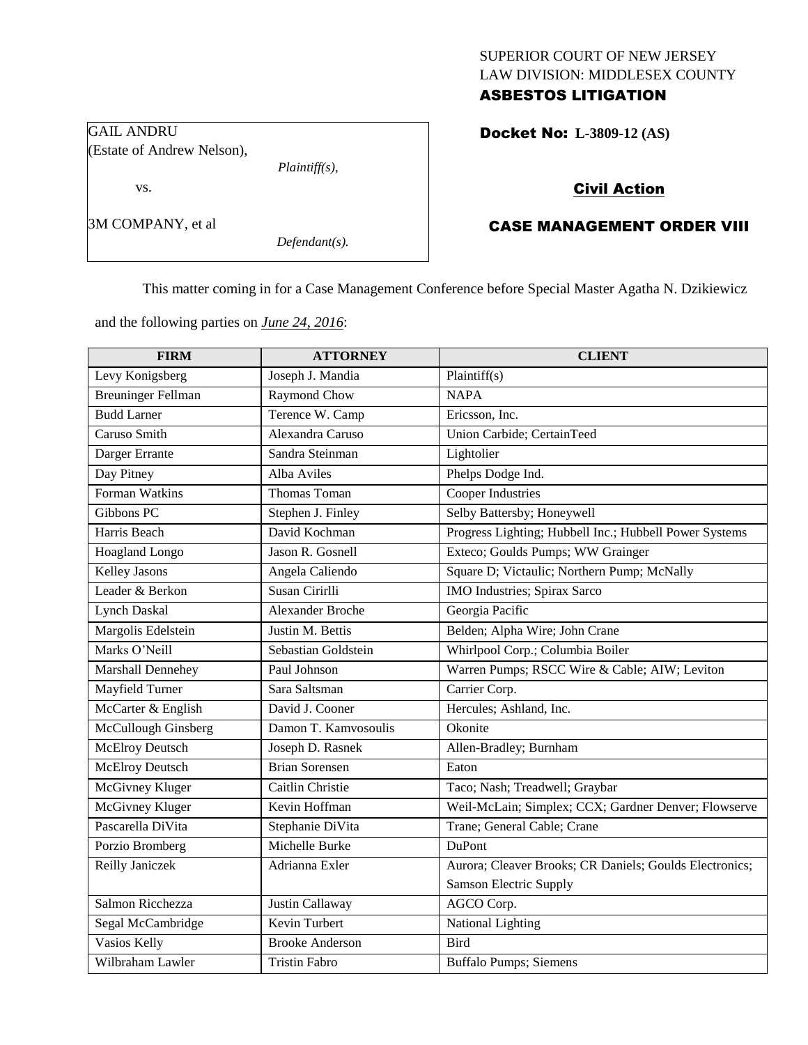SUPERIOR COURT OF NEW JERSEY
LAW DIVISION: MIDDLESEX COUNTY
**ASBESTOS LITIGATION**

GAIL ANDRU
(Estate of Andrew Nelson),
*Plaintiff(s),*

vs.

3M COMPANY, et al
*Defendant(s).*

**Docket No: L-3809-12 (AS)**

**Civil Action**

**CASE MANAGEMENT ORDER VIII**

This matter coming in for a Case Management Conference before Special Master Agatha N. Dzikiewicz and the following parties on ***June 24, 2016***:

| FIRM | ATTORNEY | CLIENT |
|---|---|---|
| Levy Konigsberg | Joseph J. Mandia | Plaintiff(s) |
| Breuninger Fellman | Raymond Chow | NAPA |
| Budd Larner | Terence W. Camp | Ericsson, Inc. |
| Caruso Smith | Alexandra Caruso | Union Carbide; CertainTeed |
| Darger Errante | Sandra Steinman | Lightolier |
| Day Pitney | Alba Aviles | Phelps Dodge Ind. |
| Forman Watkins | Thomas Toman | Cooper Industries |
| Gibbons PC | Stephen J. Finley | Selby Battersby; Honeywell |
| Harris Beach | David Kochman | Progress Lighting; Hubbell Inc.; Hubbell Power Systems |
| Hoagland Longo | Jason R. Gosnell | Exteco; Goulds Pumps; WW Grainger |
| Kelley Jasons | Angela Caliendo | Square D; Victaulic; Northern Pump; McNally |
| Leader & Berkon | Susan Cirirlli | IMO Industries; Spirax Sarco |
| Lynch Daskal | Alexander Broche | Georgia Pacific |
| Margolis Edelstein | Justin M. Bettis | Belden; Alpha Wire; John Crane |
| Marks O'Neill | Sebastian Goldstein | Whirlpool Corp.; Columbia Boiler |
| Marshall Dennehey | Paul Johnson | Warren Pumps; RSCC Wire & Cable; AIW; Leviton |
| Mayfield Turner | Sara Saltsman | Carrier Corp. |
| McCarter & English | David J. Cooner | Hercules; Ashland, Inc. |
| McCullough Ginsberg | Damon T. Kamvosoulis | Okonite |
| McElroy Deutsch | Joseph D. Rasnek | Allen-Bradley; Burnham |
| McElroy Deutsch | Brian Sorensen | Eaton |
| McGivney Kluger | Caitlin Christie | Taco; Nash; Treadwell; Graybar |
| McGivney Kluger | Kevin Hoffman | Weil-McLain; Simplex; CCX; Gardner Denver; Flowserve |
| Pascarella DiVita | Stephanie DiVita | Trane; General Cable; Crane |
| Porzio Bromberg | Michelle Burke | DuPont |
| Reilly Janiczek | Adrianna Exler | Aurora; Cleaver Brooks; CR Daniels; Goulds Electronics; Samson Electric Supply |
| Salmon Ricchezza | Justin Callaway | AGCO Corp. |
| Segal McCambridge | Kevin Turbert | National Lighting |
| Vasios Kelly | Brooke Anderson | Bird |
| Wilbraham Lawler | Tristin Fabro | Buffalo Pumps; Siemens |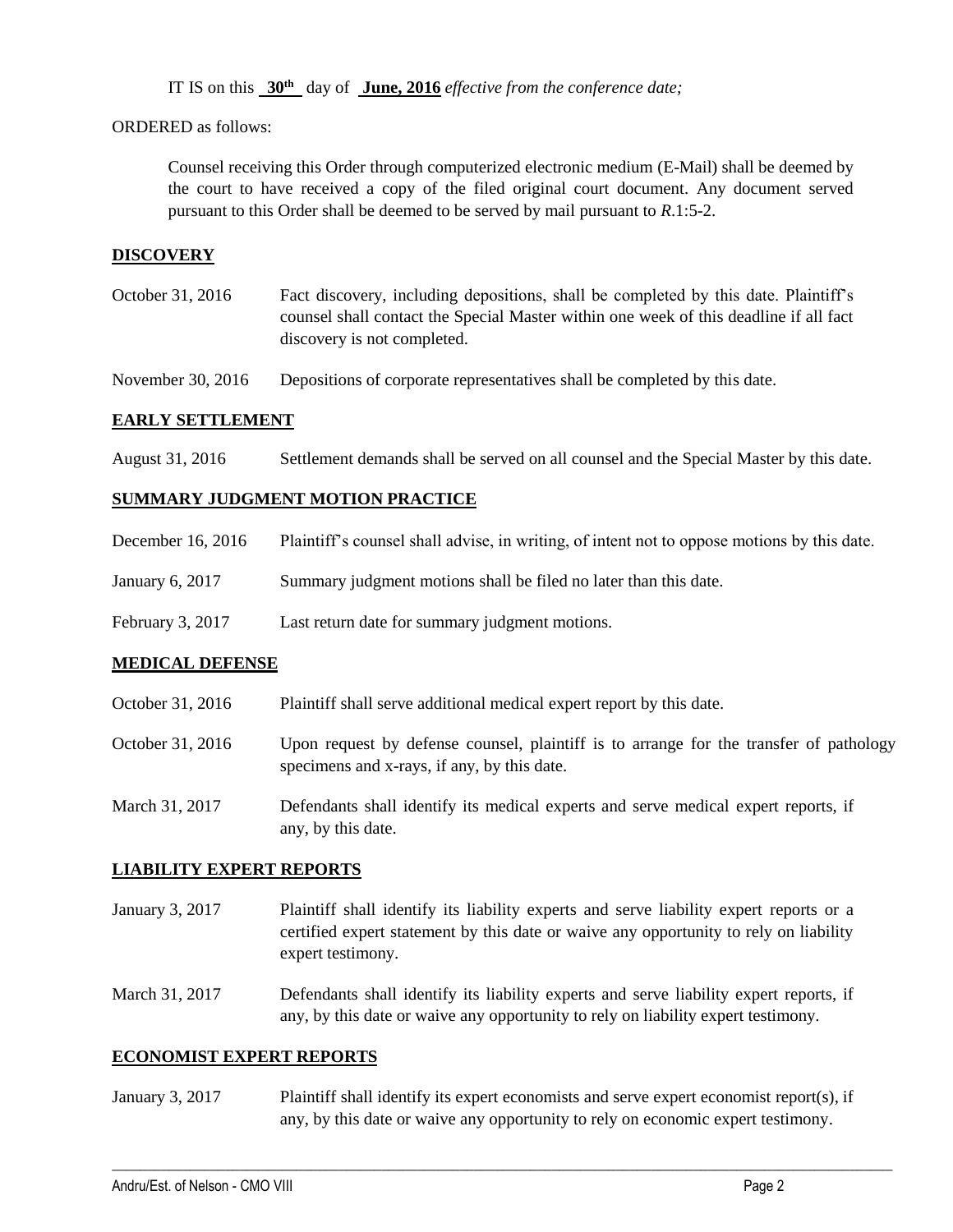IT IS on this **30th** day of **June, 2016** *effective from the conference date;*

ORDERED as follows:

Counsel receiving this Order through computerized electronic medium (E-Mail) shall be deemed by the court to have received a copy of the filed original court document. Any document served pursuant to this Order shall be deemed to be served by mail pursuant to *R*.1:5-2.

**DISCOVERY**

October 31, 2016 — Fact discovery, including depositions, shall be completed by this date. Plaintiff's counsel shall contact the Special Master within one week of this deadline if all fact discovery is not completed.

November 30, 2016 — Depositions of corporate representatives shall be completed by this date.

**EARLY SETTLEMENT**

August 31, 2016 — Settlement demands shall be served on all counsel and the Special Master by this date.

**SUMMARY JUDGMENT MOTION PRACTICE**

December 16, 2016 — Plaintiff's counsel shall advise, in writing, of intent not to oppose motions by this date.

January 6, 2017 — Summary judgment motions shall be filed no later than this date.

February 3, 2017 — Last return date for summary judgment motions.

**MEDICAL DEFENSE**

October 31, 2016 — Plaintiff shall serve additional medical expert report by this date.

October 31, 2016 — Upon request by defense counsel, plaintiff is to arrange for the transfer of pathology specimens and x-rays, if any, by this date.

March 31, 2017 — Defendants shall identify its medical experts and serve medical expert reports, if any, by this date.

**LIABILITY EXPERT REPORTS**

January 3, 2017 — Plaintiff shall identify its liability experts and serve liability expert reports or a certified expert statement by this date or waive any opportunity to rely on liability expert testimony.

March 31, 2017 — Defendants shall identify its liability experts and serve liability expert reports, if any, by this date or waive any opportunity to rely on liability expert testimony.

**ECONOMIST EXPERT REPORTS**

January 3, 2017 — Plaintiff shall identify its expert economists and serve expert economist report(s), if any, by this date or waive any opportunity to rely on economic expert testimony.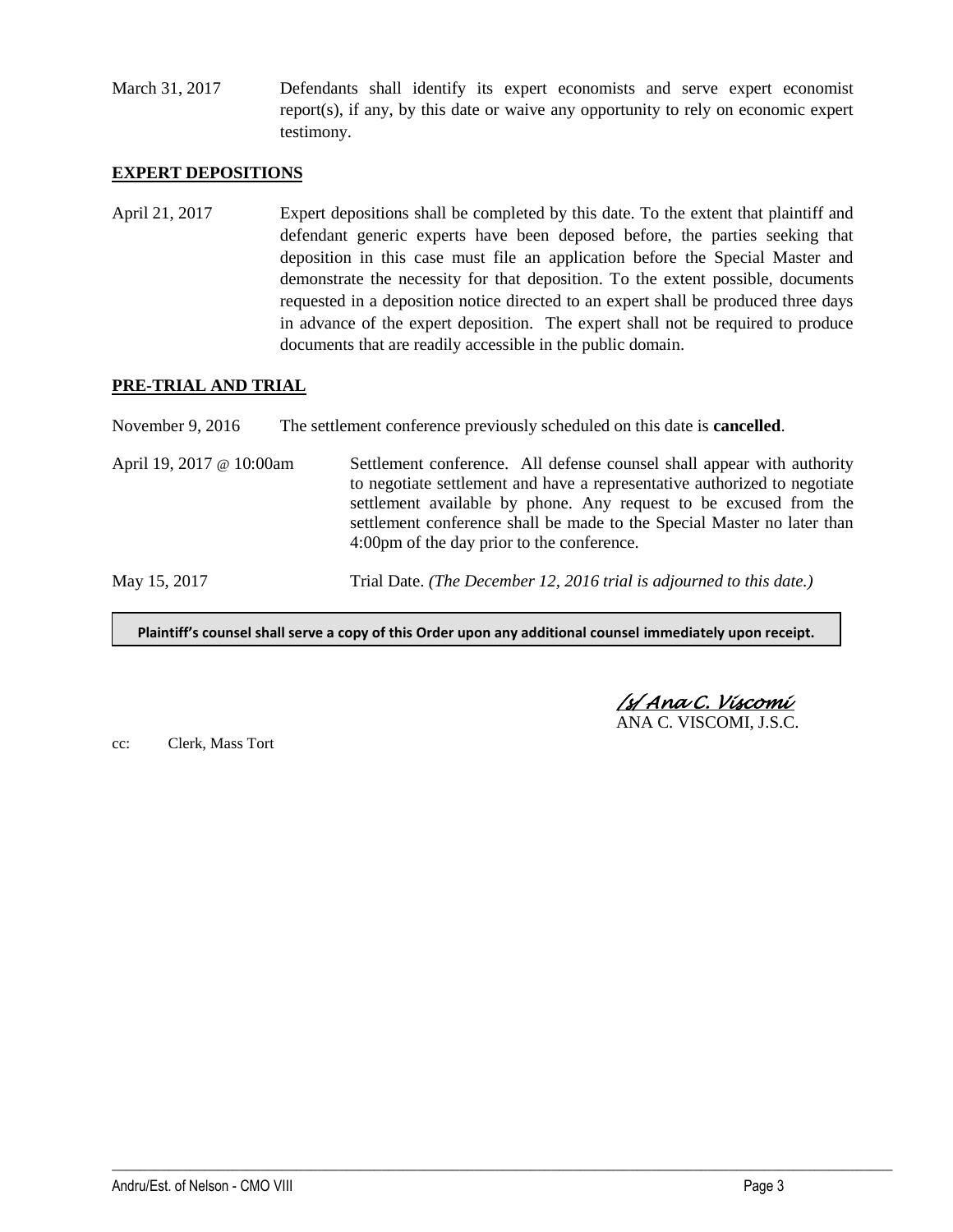March 31, 2017 Defendants shall identify its expert economists and serve expert economist report(s), if any, by this date or waive any opportunity to rely on economic expert testimony.

**EXPERT DEPOSITIONS**

April 21, 2017 Expert depositions shall be completed by this date. To the extent that plaintiff and defendant generic experts have been deposed before, the parties seeking that deposition in this case must file an application before the Special Master and demonstrate the necessity for that deposition. To the extent possible, documents requested in a deposition notice directed to an expert shall be produced three days in advance of the expert deposition. The expert shall not be required to produce documents that are readily accessible in the public domain.

**PRE-TRIAL AND TRIAL**

November 9, 2016 The settlement conference previously scheduled on this date is **cancelled**.

April 19, 2017 @ 10:00am Settlement conference. All defense counsel shall appear with authority to negotiate settlement and have a representative authorized to negotiate settlement available by phone. Any request to be excused from the settlement conference shall be made to the Special Master no later than 4:00pm of the day prior to the conference.

May 15, 2017 Trial Date. *(The December 12, 2016 trial is adjourned to this date.)*

**Plaintiff's counsel shall serve a copy of this Order upon any additional counsel immediately upon receipt.**

*/s/ Ana C. Viscomi*
ANA C. VISCOMI, J.S.C.

cc: Clerk, Mass Tort